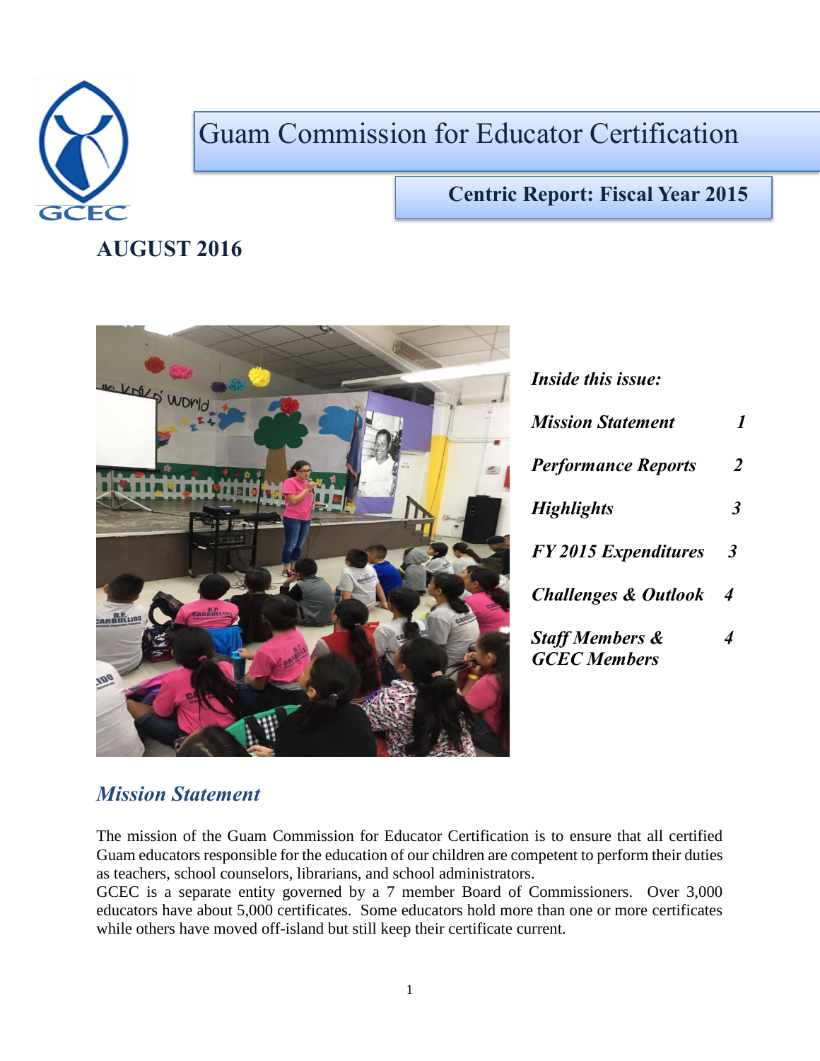# Guam Commission for Educator Certification

## Centric Report: Fiscal Year 2015

**AUGUST 2016**

***Inside this issue:***

| | |
|---|---|
| ***Mission Statement*** | ***1*** |
| ***Performance Reports*** | ***2*** |
| ***Highlights*** | ***3*** |
| ***FY 2015 Expenditures*** | ***3*** |
| ***Challenges & Outlook*** | ***4*** |
| ***Staff Members & GCEC Members*** | ***4*** |

## *Mission Statement*

The mission of the Guam Commission for Educator Certification is to ensure that all certified Guam educators responsible for the education of our children are competent to perform their duties as teachers, school counselors, librarians, and school administrators.

GCEC is a separate entity governed by a 7 member Board of Commissioners. Over 3,000 educators have about 5,000 certificates. Some educators hold more than one or more certificates while others have moved off-island but still keep their certificate current.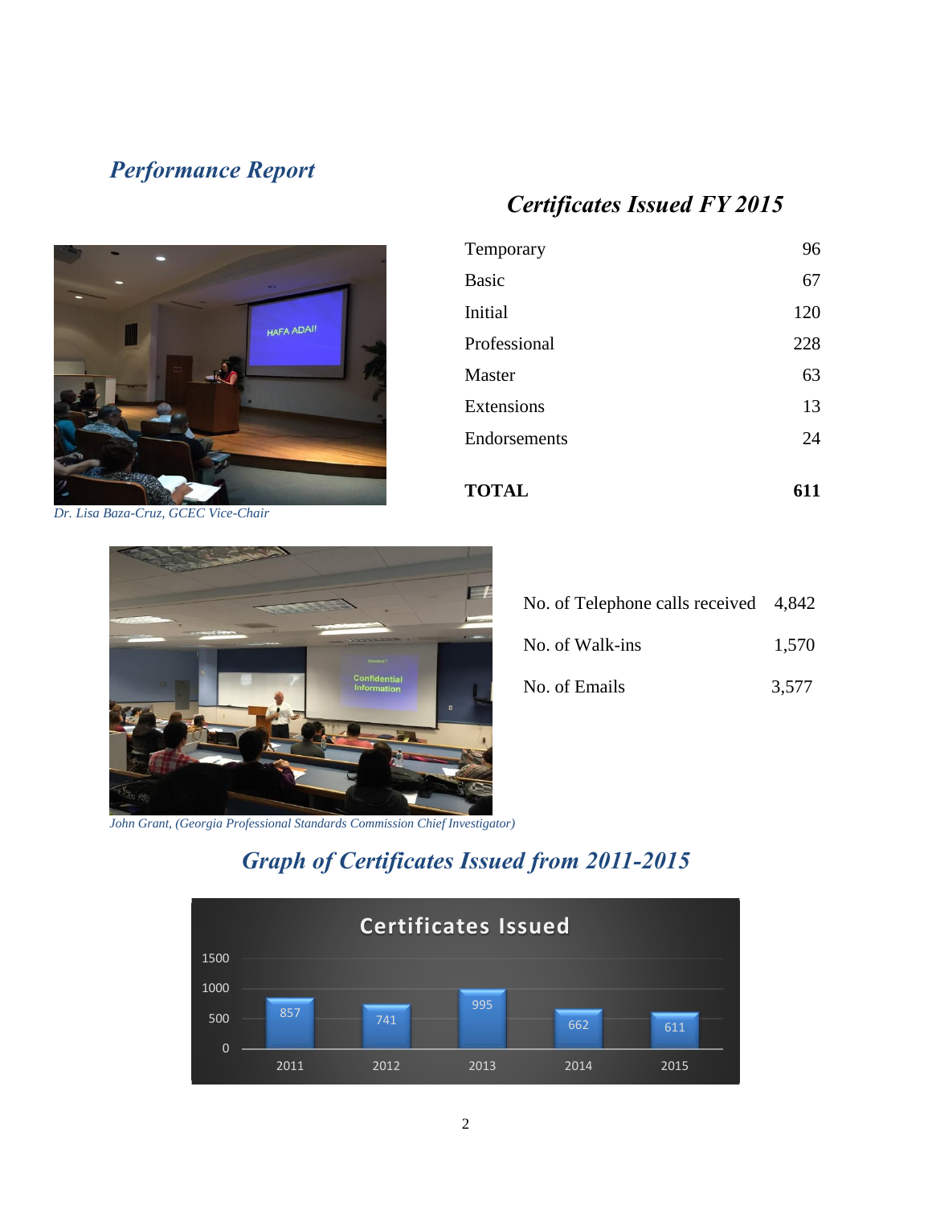## *Performance Report*

## *Certificates Issued FY 2015*

| Certificate | Count |
|---|---|
| Temporary | 96 |
| Basic | 67 |
| Initial | 120 |
| Professional | 228 |
| Master | 63 |
| Extensions | 13 |
| Endorsements | 24 |
| **TOTAL** | **611** |

*Dr. Lisa Baza-Cruz, GCEC Vice-Chair*

| Activity | Count |
|---|---|
| No. of Telephone calls received | 4,842 |
| No. of Walk-ins | 1,570 |
| No. of Emails | 3,577 |

*John Grant, (Georgia Professional Standards Commission Chief Investigator)*

## *Graph of Certificates Issued from 2011-2015*

**Certificates Issued**

| Year | Certificates Issued |
|---|---|
| 2011 | 857 |
| 2012 | 741 |
| 2013 | 995 |
| 2014 | 662 |
| 2015 | 611 |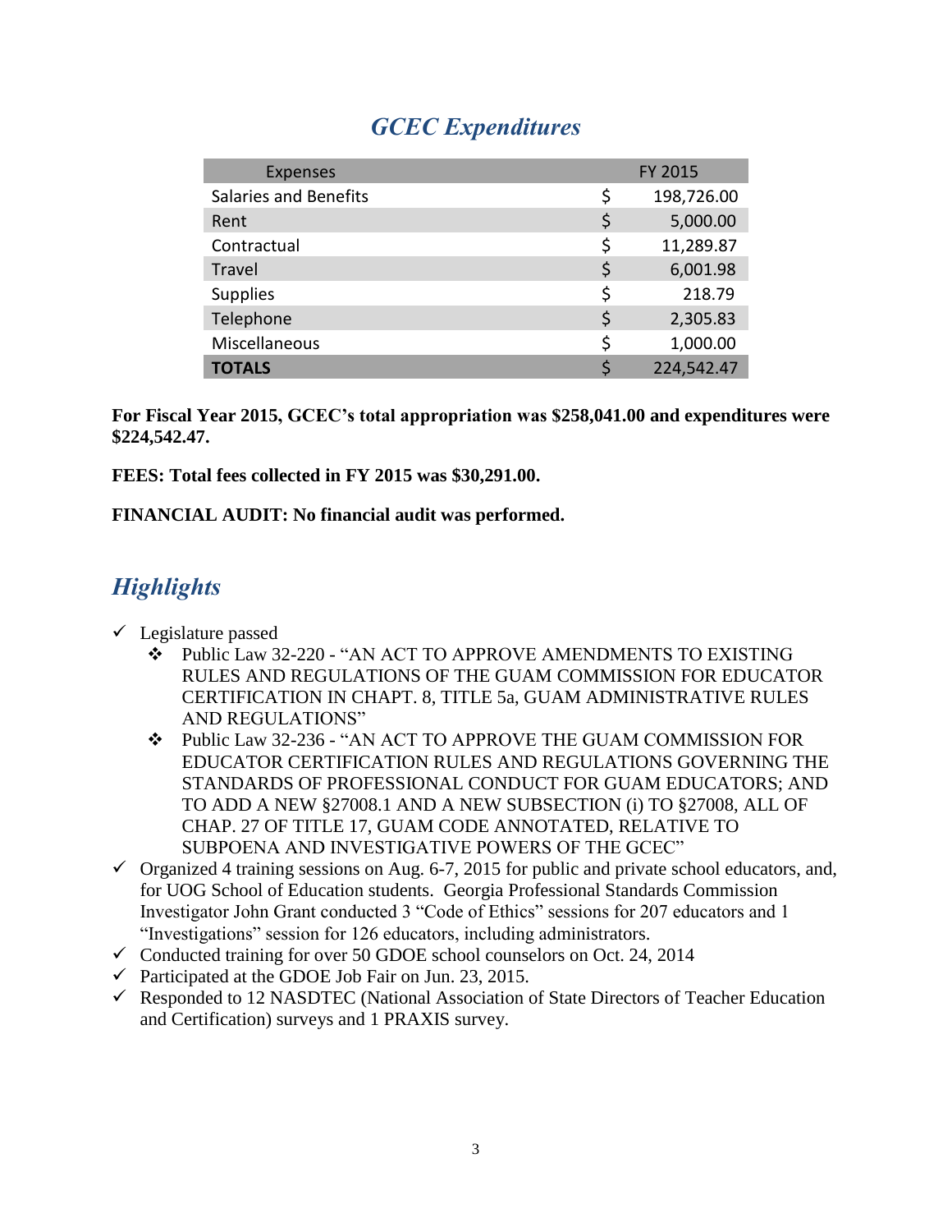## *GCEC Expenditures*

| Expenses | FY 2015 |
| --- | --- |
| Salaries and Benefits | $ 198,726.00 |
| Rent | $ 5,000.00 |
| Contractual | $ 11,289.87 |
| Travel | $ 6,001.98 |
| Supplies | $ 218.79 |
| Telephone | $ 2,305.83 |
| Miscellaneous | $ 1,000.00 |
| **TOTALS** | $ 224,542.47 |

**For Fiscal Year 2015, GCEC's total appropriation was $258,041.00 and expenditures were $224,542.47.**

**FEES: Total fees collected in FY 2015 was $30,291.00.**

**FINANCIAL AUDIT: No financial audit was performed.**

## *Highlights*

- ✓ Legislature passed
  - ❖ Public Law 32-220 - "AN ACT TO APPROVE AMENDMENTS TO EXISTING RULES AND REGULATIONS OF THE GUAM COMMISSION FOR EDUCATOR CERTIFICATION IN CHAPT. 8, TITLE 5a, GUAM ADMINISTRATIVE RULES AND REGULATIONS"
  - ❖ Public Law 32-236 - "AN ACT TO APPROVE THE GUAM COMMISSION FOR EDUCATOR CERTIFICATION RULES AND REGULATIONS GOVERNING THE STANDARDS OF PROFESSIONAL CONDUCT FOR GUAM EDUCATORS; AND TO ADD A NEW §27008.1 AND A NEW SUBSECTION (i) TO §27008, ALL OF CHAP. 27 OF TITLE 17, GUAM CODE ANNOTATED, RELATIVE TO SUBPOENA AND INVESTIGATIVE POWERS OF THE GCEC"
- ✓ Organized 4 training sessions on Aug. 6-7, 2015 for public and private school educators, and, for UOG School of Education students. Georgia Professional Standards Commission Investigator John Grant conducted 3 "Code of Ethics" sessions for 207 educators and 1 "Investigations" session for 126 educators, including administrators.
- ✓ Conducted training for over 50 GDOE school counselors on Oct. 24, 2014
- ✓ Participated at the GDOE Job Fair on Jun. 23, 2015.
- ✓ Responded to 12 NASDTEC (National Association of State Directors of Teacher Education and Certification) surveys and 1 PRAXIS survey.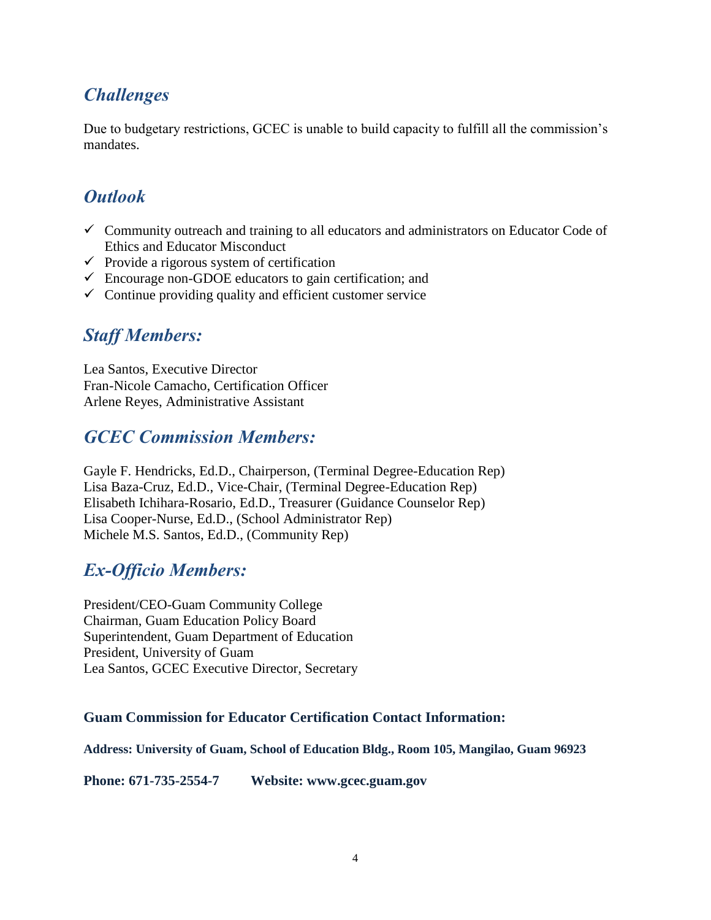## *Challenges*

Due to budgetary restrictions, GCEC is unable to build capacity to fulfill all the commission's mandates.

## *Outlook*

- ✓ Community outreach and training to all educators and administrators on Educator Code of Ethics and Educator Misconduct
- ✓ Provide a rigorous system of certification
- ✓ Encourage non-GDOE educators to gain certification; and
- ✓ Continue providing quality and efficient customer service

## *Staff Members:*

Lea Santos, Executive Director
Fran-Nicole Camacho, Certification Officer
Arlene Reyes, Administrative Assistant

## *GCEC Commission Members:*

Gayle F. Hendricks, Ed.D., Chairperson, (Terminal Degree-Education Rep)
Lisa Baza-Cruz, Ed.D., Vice-Chair, (Terminal Degree-Education Rep)
Elisabeth Ichihara-Rosario, Ed.D., Treasurer (Guidance Counselor Rep)
Lisa Cooper-Nurse, Ed.D., (School Administrator Rep)
Michele M.S. Santos, Ed.D., (Community Rep)

## *Ex-Officio Members:*

President/CEO-Guam Community College
Chairman, Guam Education Policy Board
Superintendent, Guam Department of Education
President, University of Guam
Lea Santos, GCEC Executive Director, Secretary

**Guam Commission for Educator Certification Contact Information:**

**Address: University of Guam, School of Education Bldg., Room 105, Mangilao, Guam 96923**

**Phone: 671-735-2554-7** **Website: www.gcec.guam.gov**